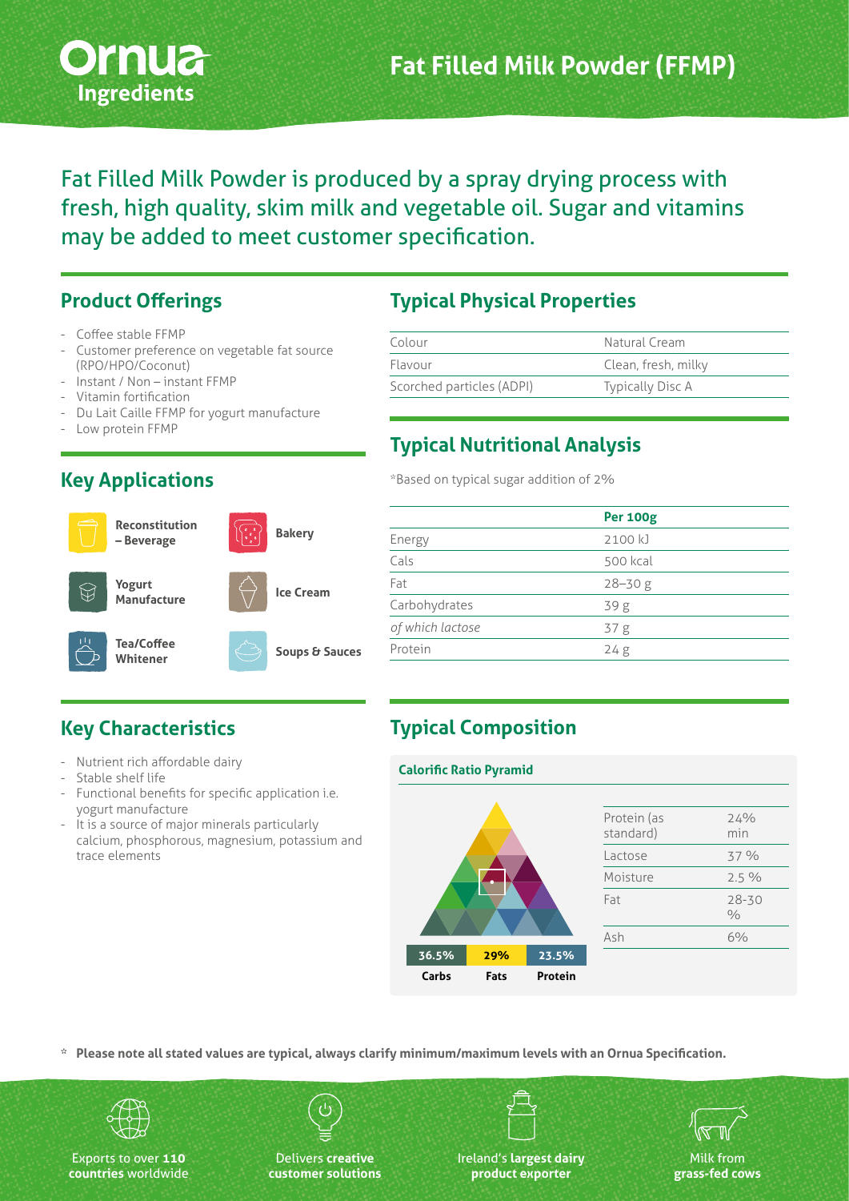Ornua Ingredients

# Fat Filled Milk Powder (FFMP)

Fat Filled Milk Powder is produced by a spray drying process with fresh, high quality, skim milk and vegetable oil. Sugar and vitamins may be added to meet customer specification.

## Product Offerings

- Coffee stable FFMP
- Customer preference on vegetable fat source (RPO/HPO/Coconut)
- Instant / Non – instant FFMP
- Vitamin fortification
- Du Lait Caille FFMP for yogurt manufacture
- Low protein FFMP

## Key Applications

- Reconstitution – Beverage
- Bakery
- Yogurt Manufacture
- Ice Cream
- Tea/Coffee Whitener
- Soups & Sauces

## Key Characteristics

- Nutrient rich affordable dairy
- Stable shelf life
- Functional benefits for specific application i.e. yogurt manufacture
- It is a source of major minerals particularly calcium, phosphorous, magnesium, potassium and trace elements

## Typical Physical Properties

| | |
|---|---|
| Colour | Natural Cream |
| Flavour | Clean, fresh, milky |
| Scorched particles (ADPI) | Typically Disc A |

## Typical Nutritional Analysis

*Based on typical sugar addition of 2%

| | **Per 100g** |
|---|---|
| Energy | 2100 kJ |
| Cals | 500 kcal |
| Fat | 28–30 g |
| Carbohydrates | 39 g |
| *of which lactose* | 37 g |
| Protein | 24 g |

## Typical Composition

**Calorific Ratio Pyramid**

| 36.5% | 29% | 23.5% |
|---|---|---|
| Carbs | Fats | Protein |

| | |
|---|---|
| Protein (as standard) | 24% min |
| Lactose | 37 % |
| Moisture | 2.5 % |
| Fat | 28-30 % |
| Ash | 6% |

\* **Please note all stated values are typical, always clarify minimum/maximum levels with an Ornua Specification.**

Exports to over **110 countries** worldwide

Delivers **creative customer solutions**

Ireland's **largest dairy product exporter**

Milk from **grass-fed cows**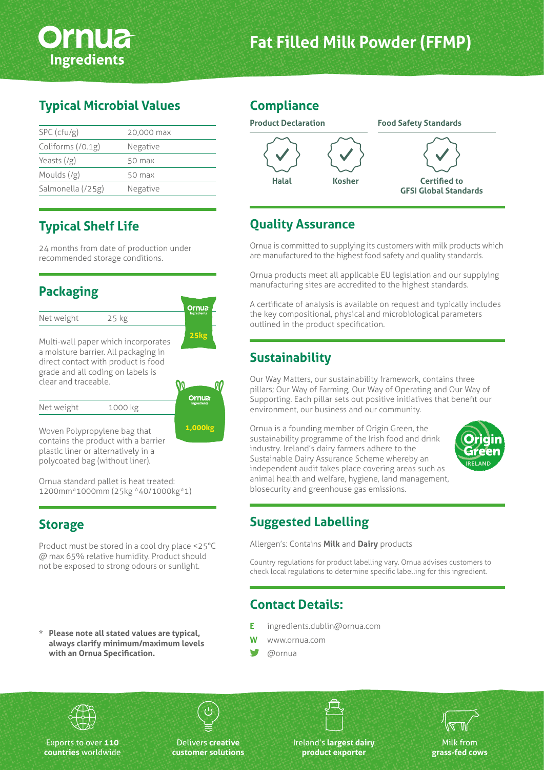# Fat Filled Milk Powder (FFMP)

## Typical Microbial Values

| | |
|---|---|
| SPC (cfu/g) | 20,000 max |
| Coliforms (/0.1g) | Negative |
| Yeasts (/g) | 50 max |
| Moulds (/g) | 50 max |
| Salmonella (/25g) | Negative |

## Typical Shelf Life

24 months from date of production under recommended storage conditions.

## Packaging

| | |
|---|---|
| Net weight | 25 kg |

Multi-wall paper which incorporates a moisture barrier. All packaging in direct contact with product is food grade and all coding on labels is clear and traceable.

| | |
|---|---|
| Net weight | 1000 kg |

Woven Polypropylene bag that contains the product with a barrier plastic liner or alternatively in a polycoated bag (without liner).

Ornua standard pallet is heat treated: 1200mm*1000mm (25kg *40/1000kg*1)

## Storage

Product must be stored in a cool dry place <25°C @ max 65% relative humidity. Product should not be exposed to strong odours or sunlight.

\* **Please note all stated values are typical, always clarify minimum/maximum levels with an Ornua Specification.**

## Compliance

**Product Declaration**

- Halal
- Kosher

**Food Safety Standards**

- Certified to GFSI Global Standards

## Quality Assurance

Ornua is committed to supplying its customers with milk products which are manufactured to the highest food safety and quality standards.

Ornua products meet all applicable EU legislation and our supplying manufacturing sites are accredited to the highest standards.

A certificate of analysis is available on request and typically includes the key compositional, physical and microbiological parameters outlined in the product specification.

## Sustainability

Our Way Matters, our sustainability framework, contains three pillars; Our Way of Farming, Our Way of Operating and Our Way of Supporting. Each pillar sets out positive initiatives that benefit our environment, our business and our community.

Ornua is a founding member of Origin Green, the sustainability programme of the Irish food and drink industry. Ireland's dairy farmers adhere to the Sustainable Dairy Assurance Scheme whereby an independent audit takes place covering areas such as animal health and welfare, hygiene, land management, biosecurity and greenhouse gas emissions.

## Suggested Labelling

Allergen's: Contains **Milk** and **Dairy** products

Country regulations for product labelling vary. Ornua advises customers to check local regulations to determine specific labelling for this ingredient.

## Contact Details:

- **E** ingredients.dublin@ornua.com
- **W** www.ornua.com
- @ornua

Exports to over **110 countries** worldwide

Delivers **creative customer solutions**

Ireland's **largest dairy product exporter**

Milk from **grass-fed cows**